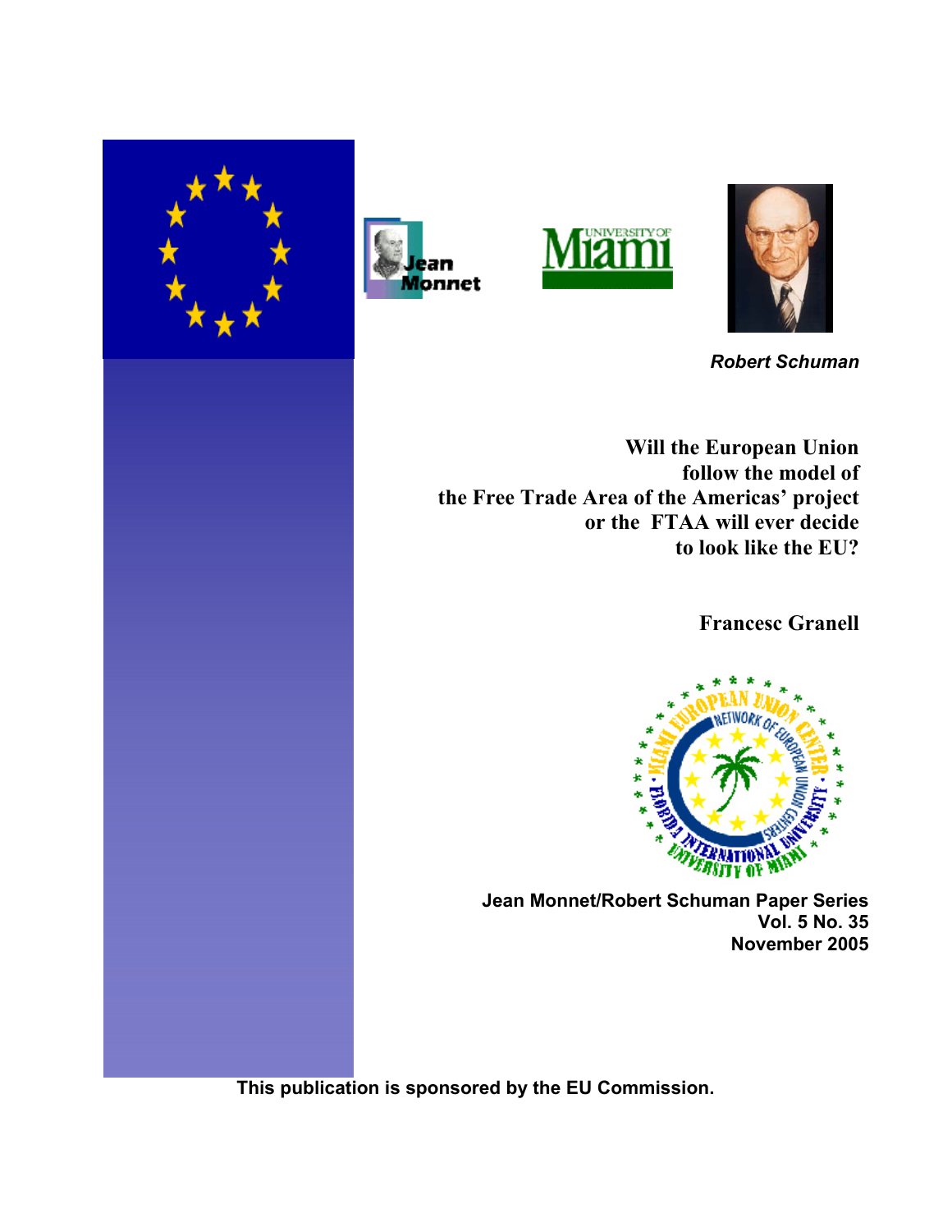Robert Schuman

# Will the European Union follow the model of the Free Trade Area of the Americas' project or the FTAA will ever decide to look like the EU?

**Francesc Granell**

**Jean Monnet/Robert Schuman Paper Series**
**Vol. 5 No. 35**
**November 2005**

**This publication is sponsored by the EU Commission.**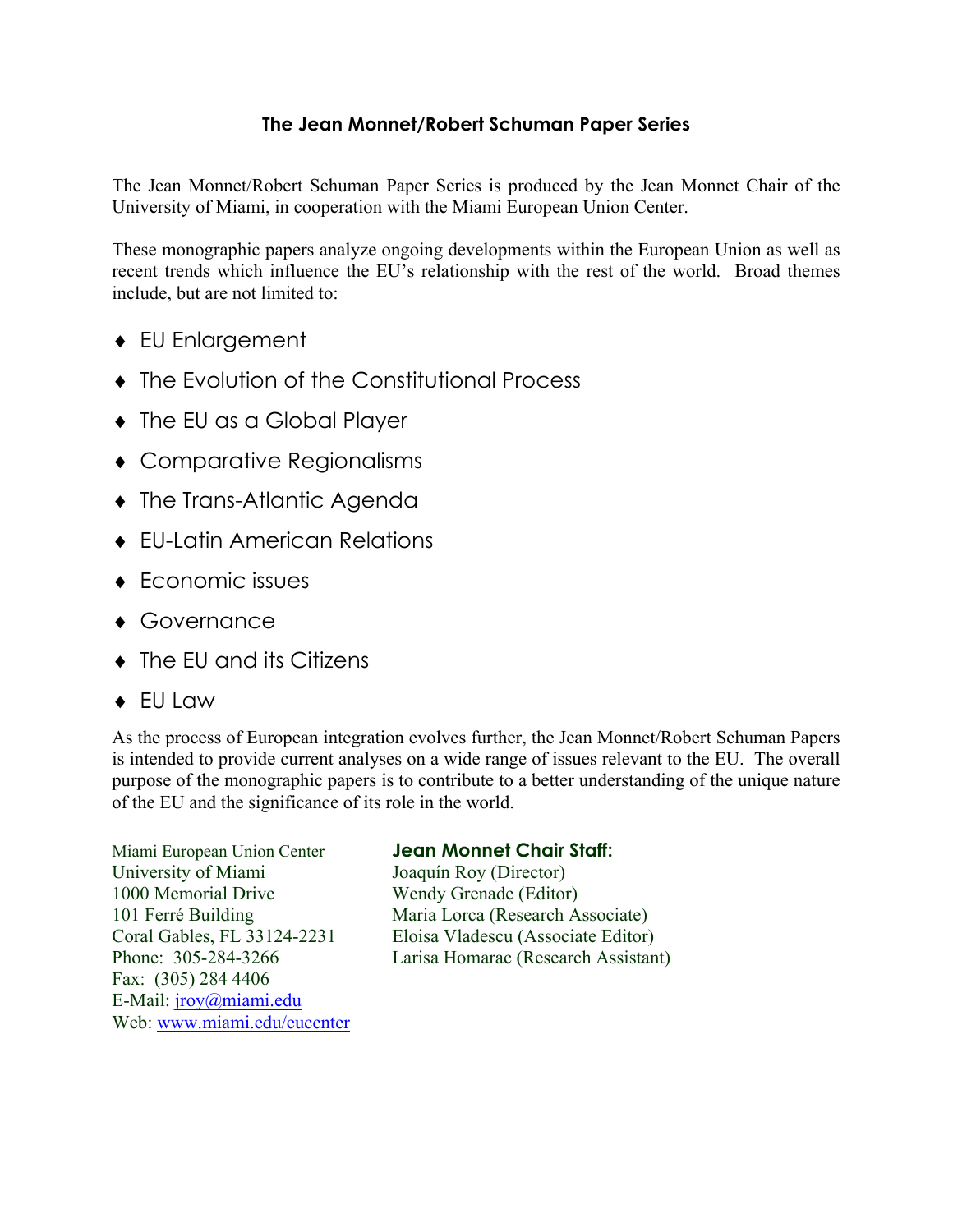## The Jean Monnet/Robert Schuman Paper Series

The Jean Monnet/Robert Schuman Paper Series is produced by the Jean Monnet Chair of the University of Miami, in cooperation with the Miami European Union Center.

These monographic papers analyze ongoing developments within the European Union as well as recent trends which influence the EU's relationship with the rest of the world. Broad themes include, but are not limited to:

- EU Enlargement
- The Evolution of the Constitutional Process
- The EU as a Global Player
- Comparative Regionalisms
- The Trans-Atlantic Agenda
- EU-Latin American Relations
- Economic issues
- Governance
- The EU and its Citizens
- EU Law

As the process of European integration evolves further, the Jean Monnet/Robert Schuman Papers is intended to provide current analyses on a wide range of issues relevant to the EU. The overall purpose of the monographic papers is to contribute to a better understanding of the unique nature of the EU and the significance of its role in the world.

Miami European Union Center
University of Miami
1000 Memorial Drive
101 Ferré Building
Coral Gables, FL 33124-2231
Phone: 305-284-3266
Fax: (305) 284 4406
E-Mail: jroy@miami.edu
Web: www.miami.edu/eucenter

**Jean Monnet Chair Staff:**

Joaquín Roy (Director)
Wendy Grenade (Editor)
Maria Lorca (Research Associate)
Eloisa Vladescu (Associate Editor)
Larisa Homarac (Research Assistant)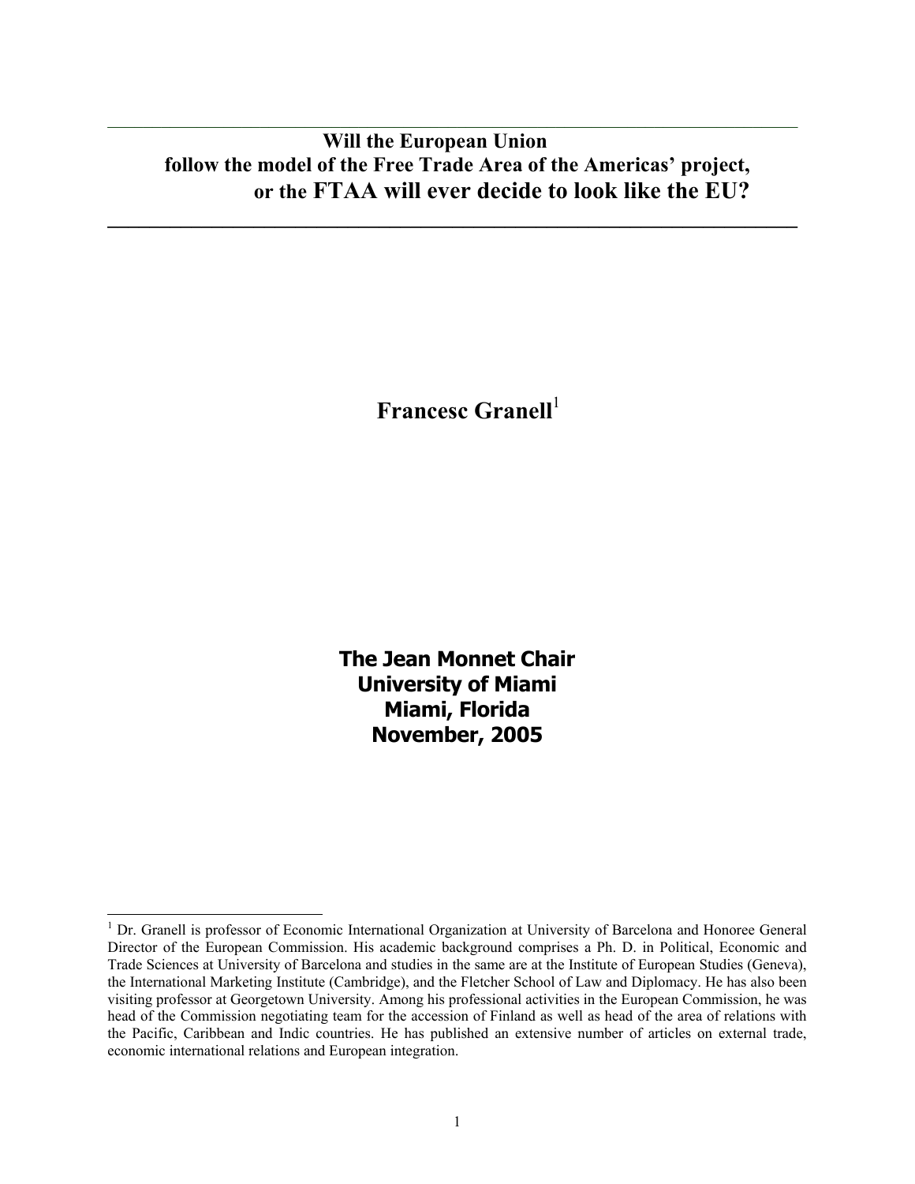# Will the European Union follow the model of the Free Trade Area of the Americas' project, or the FTAA will ever decide to look like the EU?

**Francesc Granell**[1]

**The Jean Monnet Chair**
**University of Miami**
**Miami, Florida**
**November, 2005**

[1] Dr. Granell is professor of Economic International Organization at University of Barcelona and Honoree General Director of the European Commission. His academic background comprises a Ph. D. in Political, Economic and Trade Sciences at University of Barcelona and studies in the same are at the Institute of European Studies (Geneva), the International Marketing Institute (Cambridge), and the Fletcher School of Law and Diplomacy. He has also been visiting professor at Georgetown University. Among his professional activities in the European Commission, he was head of the Commission negotiating team for the accession of Finland as well as head of the area of relations with the Pacific, Caribbean and Indic countries. He has published an extensive number of articles on external trade, economic international relations and European integration.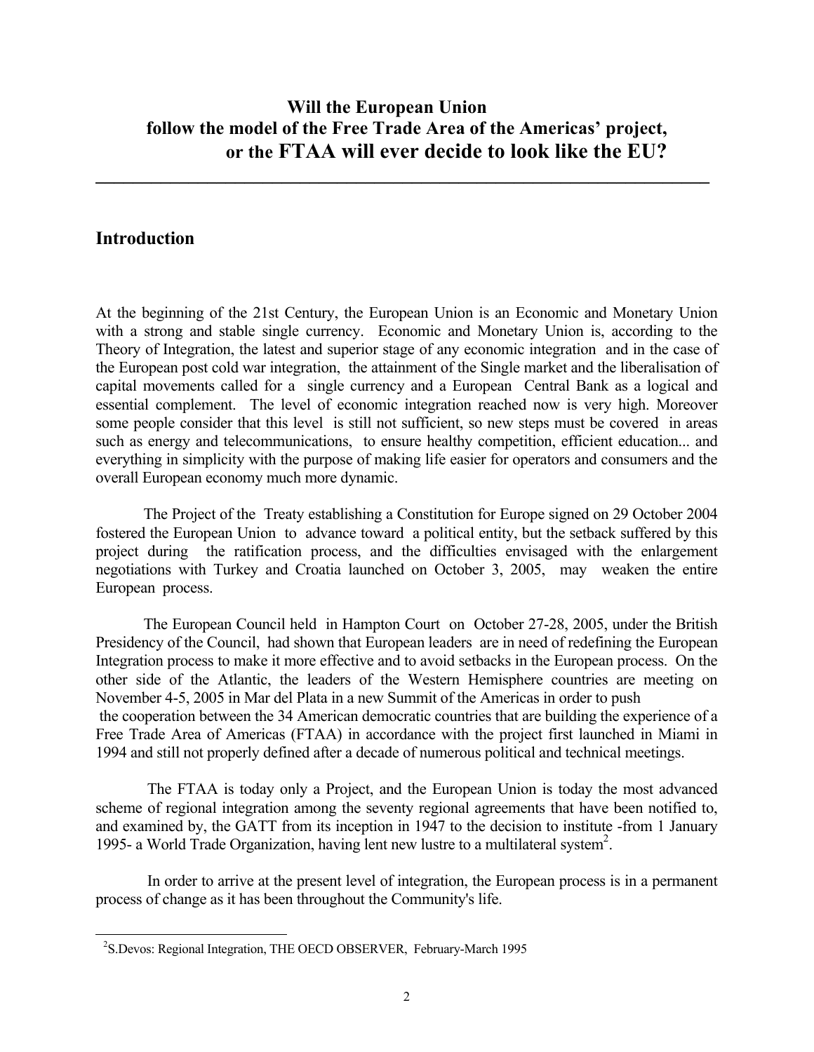# Will the European Union follow the model of the Free Trade Area of the Americas' project, or the FTAA will ever decide to look like the EU?

## Introduction

At the beginning of the 21st Century, the European Union is an Economic and Monetary Union with a strong and stable single currency. Economic and Monetary Union is, according to the Theory of Integration, the latest and superior stage of any economic integration and in the case of the European post cold war integration, the attainment of the Single market and the liberalisation of capital movements called for a single currency and a European Central Bank as a logical and essential complement. The level of economic integration reached now is very high. Moreover some people consider that this level is still not sufficient, so new steps must be covered in areas such as energy and telecommunications, to ensure healthy competition, efficient education... and everything in simplicity with the purpose of making life easier for operators and consumers and the overall European economy much more dynamic.

The Project of the Treaty establishing a Constitution for Europe signed on 29 October 2004 fostered the European Union to advance toward a political entity, but the setback suffered by this project during the ratification process, and the difficulties envisaged with the enlargement negotiations with Turkey and Croatia launched on October 3, 2005, may weaken the entire European process.

The European Council held in Hampton Court on October 27-28, 2005, under the British Presidency of the Council, had shown that European leaders are in need of redefining the European Integration process to make it more effective and to avoid setbacks in the European process. On the other side of the Atlantic, the leaders of the Western Hemisphere countries are meeting on November 4-5, 2005 in Mar del Plata in a new Summit of the Americas in order to push the cooperation between the 34 American democratic countries that are building the experience of a Free Trade Area of Americas (FTAA) in accordance with the project first launched in Miami in 1994 and still not properly defined after a decade of numerous political and technical meetings.

The FTAA is today only a Project, and the European Union is today the most advanced scheme of regional integration among the seventy regional agreements that have been notified to, and examined by, the GATT from its inception in 1947 to the decision to institute -from 1 January 1995- a World Trade Organization, having lent new lustre to a multilateral system[2].

In order to arrive at the present level of integration, the European process is in a permanent process of change as it has been throughout the Community's life.

---

[2] S.Devos: Regional Integration, THE OECD OBSERVER, February-March 1995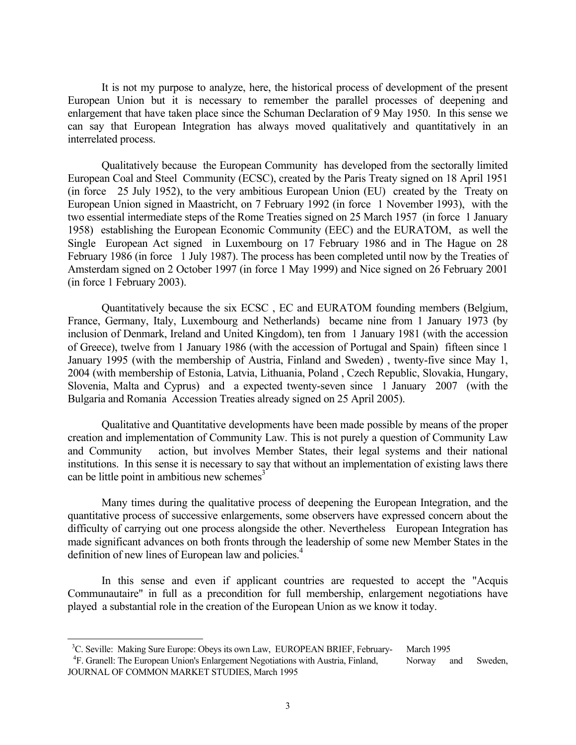It is not my purpose to analyze, here, the historical process of development of the present European Union but it is necessary to remember the parallel processes of deepening and enlargement that have taken place since the Schuman Declaration of 9 May 1950. In this sense we can say that European Integration has always moved qualitatively and quantitatively in an interrelated process.

Qualitatively because the European Community has developed from the sectorally limited European Coal and Steel Community (ECSC), created by the Paris Treaty signed on 18 April 1951 (in force 25 July 1952), to the very ambitious European Union (EU) created by the Treaty on European Union signed in Maastricht, on 7 February 1992 (in force 1 November 1993), with the two essential intermediate steps of the Rome Treaties signed on 25 March 1957 (in force 1 January 1958) establishing the European Economic Community (EEC) and the EURATOM, as well the Single European Act signed in Luxembourg on 17 February 1986 and in The Hague on 28 February 1986 (in force 1 July 1987). The process has been completed until now by the Treaties of Amsterdam signed on 2 October 1997 (in force 1 May 1999) and Nice signed on 26 February 2001 (in force 1 February 2003).

Quantitatively because the six ECSC , EC and EURATOM founding members (Belgium, France, Germany, Italy, Luxembourg and Netherlands) became nine from 1 January 1973 (by inclusion of Denmark, Ireland and United Kingdom), ten from 1 January 1981 (with the accession of Greece), twelve from 1 January 1986 (with the accession of Portugal and Spain) fifteen since 1 January 1995 (with the membership of Austria, Finland and Sweden) , twenty-five since May 1, 2004 (with membership of Estonia, Latvia, Lithuania, Poland , Czech Republic, Slovakia, Hungary, Slovenia, Malta and Cyprus) and a expected twenty-seven since 1 January 2007 (with the Bulgaria and Romania Accession Treaties already signed on 25 April 2005).

Qualitative and Quantitative developments have been made possible by means of the proper creation and implementation of Community Law. This is not purely a question of Community Law and Community action, but involves Member States, their legal systems and their national institutions. In this sense it is necessary to say that without an implementation of existing laws there can be little point in ambitious new schemes[3]

Many times during the qualitative process of deepening the European Integration, and the quantitative process of successive enlargements, some observers have expressed concern about the difficulty of carrying out one process alongside the other. Nevertheless European Integration has made significant advances on both fronts through the leadership of some new Member States in the definition of new lines of European law and policies.[4]

In this sense and even if applicant countries are requested to accept the "Acquis Communautaire" in full as a precondition for full membership, enlargement negotiations have played a substantial role in the creation of the European Union as we know it today.

---

[3] C. Seville: Making Sure Europe: Obeys its own Law, EUROPEAN BRIEF, February- March 1995

[4] F. Granell: The European Union's Enlargement Negotiations with Austria, Finland, Norway and Sweden, JOURNAL OF COMMON MARKET STUDIES, March 1995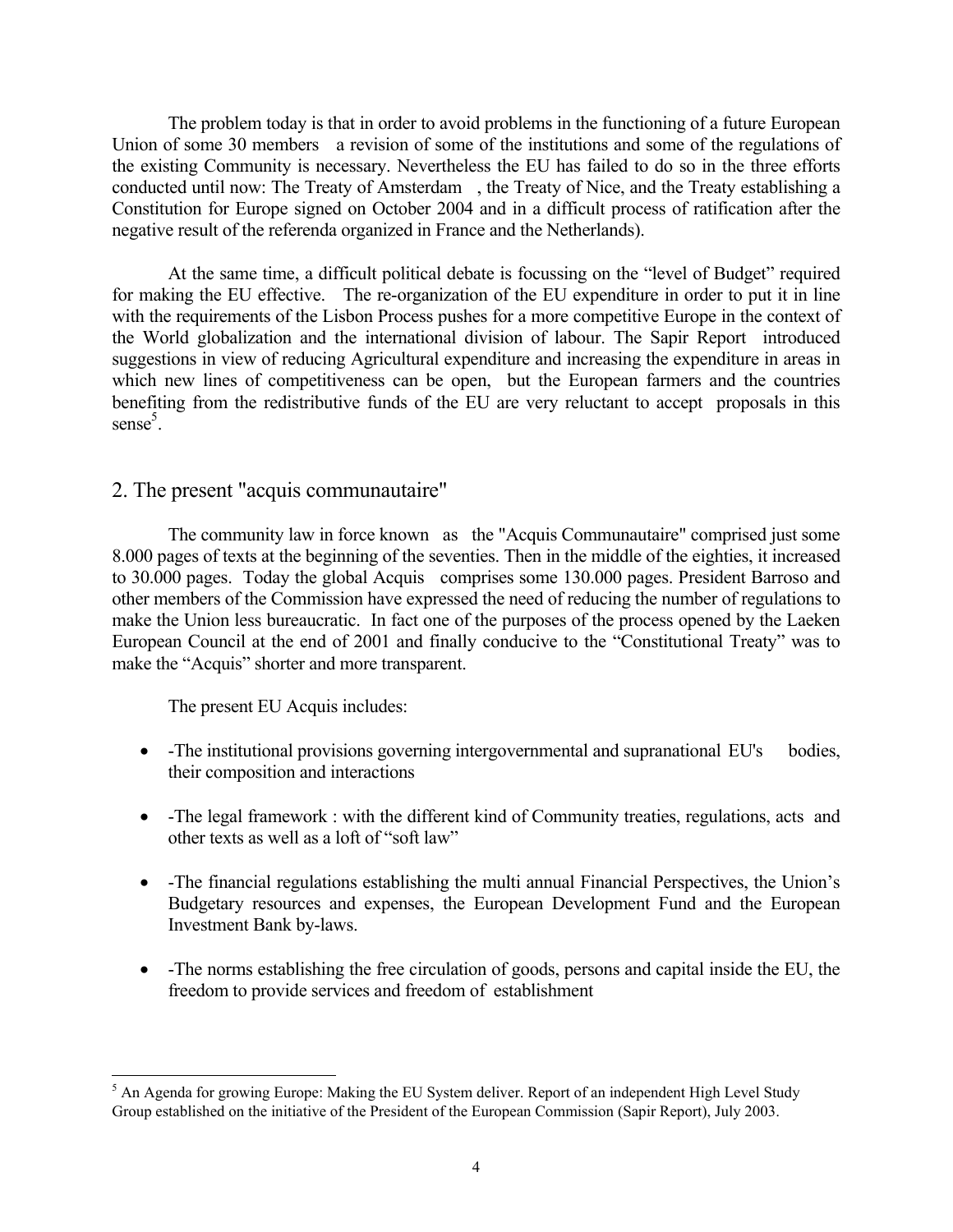The problem today is that in order to avoid problems in the functioning of a future European Union of some 30 members a revision of some of the institutions and some of the regulations of the existing Community is necessary. Nevertheless the EU has failed to do so in the three efforts conducted until now: The Treaty of Amsterdam , the Treaty of Nice, and the Treaty establishing a Constitution for Europe signed on October 2004 and in a difficult process of ratification after the negative result of the referenda organized in France and the Netherlands).

At the same time, a difficult political debate is focussing on the "level of Budget" required for making the EU effective. The re-organization of the EU expenditure in order to put it in line with the requirements of the Lisbon Process pushes for a more competitive Europe in the context of the World globalization and the international division of labour. The Sapir Report introduced suggestions in view of reducing Agricultural expenditure and increasing the expenditure in areas in which new lines of competitiveness can be open, but the European farmers and the countries benefiting from the redistributive funds of the EU are very reluctant to accept proposals in this sense[5].

## 2. The present "acquis communautaire"

The community law in force known as the "Acquis Communautaire" comprised just some 8.000 pages of texts at the beginning of the seventies. Then in the middle of the eighties, it increased to 30.000 pages. Today the global Acquis comprises some 130.000 pages. President Barroso and other members of the Commission have expressed the need of reducing the number of regulations to make the Union less bureaucratic. In fact one of the purposes of the process opened by the Laeken European Council at the end of 2001 and finally conducive to the "Constitutional Treaty" was to make the "Acquis" shorter and more transparent.

The present EU Acquis includes:

- -The institutional provisions governing intergovernmental and supranational EU's bodies, their composition and interactions
- -The legal framework : with the different kind of Community treaties, regulations, acts and other texts as well as a loft of "soft law"
- -The financial regulations establishing the multi annual Financial Perspectives, the Union's Budgetary resources and expenses, the European Development Fund and the European Investment Bank by-laws.
- -The norms establishing the free circulation of goods, persons and capital inside the EU, the freedom to provide services and freedom of establishment

[5] An Agenda for growing Europe: Making the EU System deliver. Report of an independent High Level Study Group established on the initiative of the President of the European Commission (Sapir Report), July 2003.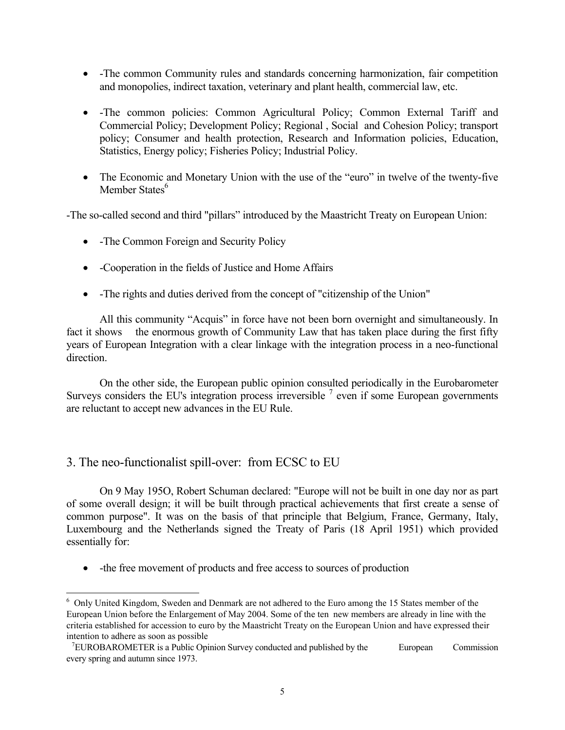- -The common Community rules and standards concerning harmonization, fair competition and monopolies, indirect taxation, veterinary and plant health, commercial law, etc.

- -The common policies: Common Agricultural Policy; Common External Tariff and Commercial Policy; Development Policy; Regional , Social and Cohesion Policy; transport policy; Consumer and health protection, Research and Information policies, Education, Statistics, Energy policy; Fisheries Policy; Industrial Policy.

- The Economic and Monetary Union with the use of the "euro" in twelve of the twenty-five Member States[6]

-The so-called second and third "pillars" introduced by the Maastricht Treaty on European Union:

- -The Common Foreign and Security Policy

- -Cooperation in the fields of Justice and Home Affairs

- -The rights and duties derived from the concept of "citizenship of the Union"

All this community "Acquis" in force have not been born overnight and simultaneously. In fact it shows the enormous growth of Community Law that has taken place during the first fifty years of European Integration with a clear linkage with the integration process in a neo-functional direction.

On the other side, the European public opinion consulted periodically in the Eurobarometer Surveys considers the EU's integration process irreversible [7] even if some European governments are reluctant to accept new advances in the EU Rule.

## 3. The neo-functionalist spill-over: from ECSC to EU

On 9 May 195O, Robert Schuman declared: "Europe will not be built in one day nor as part of some overall design; it will be built through practical achievements that first create a sense of common purpose". It was on the basis of that principle that Belgium, France, Germany, Italy, Luxembourg and the Netherlands signed the Treaty of Paris (18 April 1951) which provided essentially for:

- -the free movement of products and free access to sources of production

---

[6] Only United Kingdom, Sweden and Denmark are not adhered to the Euro among the 15 States member of the European Union before the Enlargement of May 2004. Some of the ten new members are already in line with the criteria established for accession to euro by the Maastricht Treaty on the European Union and have expressed their intention to adhere as soon as possible

[7] EUROBAROMETER is a Public Opinion Survey conducted and published by the European Commission every spring and autumn since 1973.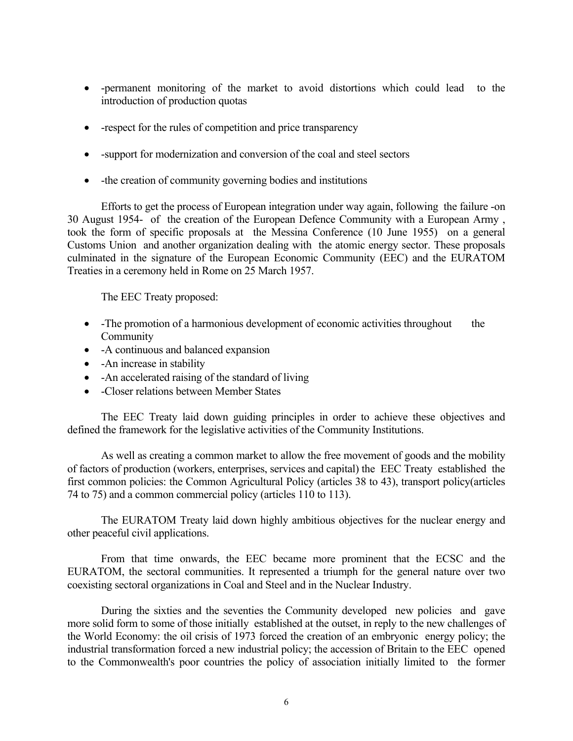- -permanent monitoring of the market to avoid distortions which could lead to the introduction of production quotas

- -respect for the rules of competition and price transparency

- -support for modernization and conversion of the coal and steel sectors

- -the creation of community governing bodies and institutions

Efforts to get the process of European integration under way again, following the failure -on 30 August 1954- of the creation of the European Defence Community with a European Army , took the form of specific proposals at the Messina Conference (10 June 1955) on a general Customs Union and another organization dealing with the atomic energy sector. These proposals culminated in the signature of the European Economic Community (EEC) and the EURATOM Treaties in a ceremony held in Rome on 25 March 1957.

The EEC Treaty proposed:

- -The promotion of a harmonious development of economic activities throughout the Community
- -A continuous and balanced expansion
- -An increase in stability
- -An accelerated raising of the standard of living
- -Closer relations between Member States

The EEC Treaty laid down guiding principles in order to achieve these objectives and defined the framework for the legislative activities of the Community Institutions.

As well as creating a common market to allow the free movement of goods and the mobility of factors of production (workers, enterprises, services and capital) the EEC Treaty established the first common policies: the Common Agricultural Policy (articles 38 to 43), transport policy(articles 74 to 75) and a common commercial policy (articles 110 to 113).

The EURATOM Treaty laid down highly ambitious objectives for the nuclear energy and other peaceful civil applications.

From that time onwards, the EEC became more prominent that the ECSC and the EURATOM, the sectoral communities. It represented a triumph for the general nature over two coexisting sectoral organizations in Coal and Steel and in the Nuclear Industry.

During the sixties and the seventies the Community developed new policies and gave more solid form to some of those initially established at the outset, in reply to the new challenges of the World Economy: the oil crisis of 1973 forced the creation of an embryonic energy policy; the industrial transformation forced a new industrial policy; the accession of Britain to the EEC opened to the Commonwealth's poor countries the policy of association initially limited to the former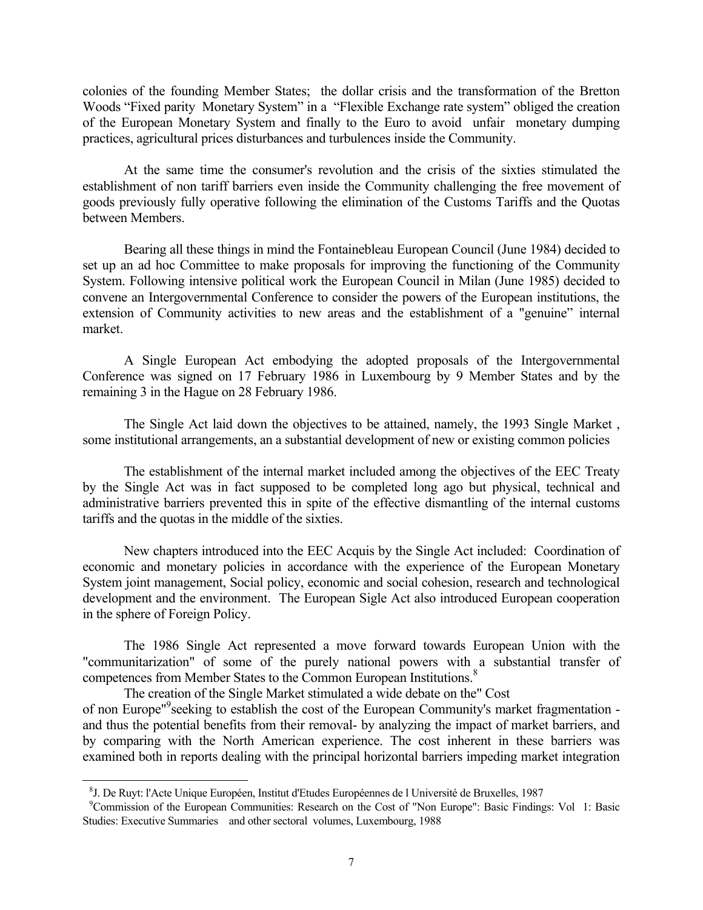colonies of the founding Member States; the dollar crisis and the transformation of the Bretton Woods "Fixed parity Monetary System" in a "Flexible Exchange rate system" obliged the creation of the European Monetary System and finally to the Euro to avoid unfair monetary dumping practices, agricultural prices disturbances and turbulences inside the Community.

At the same time the consumer's revolution and the crisis of the sixties stimulated the establishment of non tariff barriers even inside the Community challenging the free movement of goods previously fully operative following the elimination of the Customs Tariffs and the Quotas between Members.

Bearing all these things in mind the Fontainebleau European Council (June 1984) decided to set up an ad hoc Committee to make proposals for improving the functioning of the Community System. Following intensive political work the European Council in Milan (June 1985) decided to convene an Intergovernmental Conference to consider the powers of the European institutions, the extension of Community activities to new areas and the establishment of a "genuine" internal market.

A Single European Act embodying the adopted proposals of the Intergovernmental Conference was signed on 17 February 1986 in Luxembourg by 9 Member States and by the remaining 3 in the Hague on 28 February 1986.

The Single Act laid down the objectives to be attained, namely, the 1993 Single Market , some institutional arrangements, an a substantial development of new or existing common policies

The establishment of the internal market included among the objectives of the EEC Treaty by the Single Act was in fact supposed to be completed long ago but physical, technical and administrative barriers prevented this in spite of the effective dismantling of the internal customs tariffs and the quotas in the middle of the sixties.

New chapters introduced into the EEC Acquis by the Single Act included: Coordination of economic and monetary policies in accordance with the experience of the European Monetary System joint management, Social policy, economic and social cohesion, research and technological development and the environment. The European Sigle Act also introduced European cooperation in the sphere of Foreign Policy.

The 1986 Single Act represented a move forward towards European Union with the "communitarization" of some of the purely national powers with a substantial transfer of competences from Member States to the Common European Institutions.[8]

The creation of the Single Market stimulated a wide debate on the" Cost of non Europe"[9]seeking to establish the cost of the European Community's market fragmentation - and thus the potential benefits from their removal- by analyzing the impact of market barriers, and by comparing with the North American experience. The cost inherent in these barriers was examined both in reports dealing with the principal horizontal barriers impeding market integration

[8] J. De Ruyt: l'Acte Unique Européen, Institut d'Etudes Européennes de l Université de Bruxelles, 1987

[9] Commission of the European Communities: Research on the Cost of "Non Europe": Basic Findings: Vol 1: Basic Studies: Executive Summaries and other sectoral volumes, Luxembourg, 1988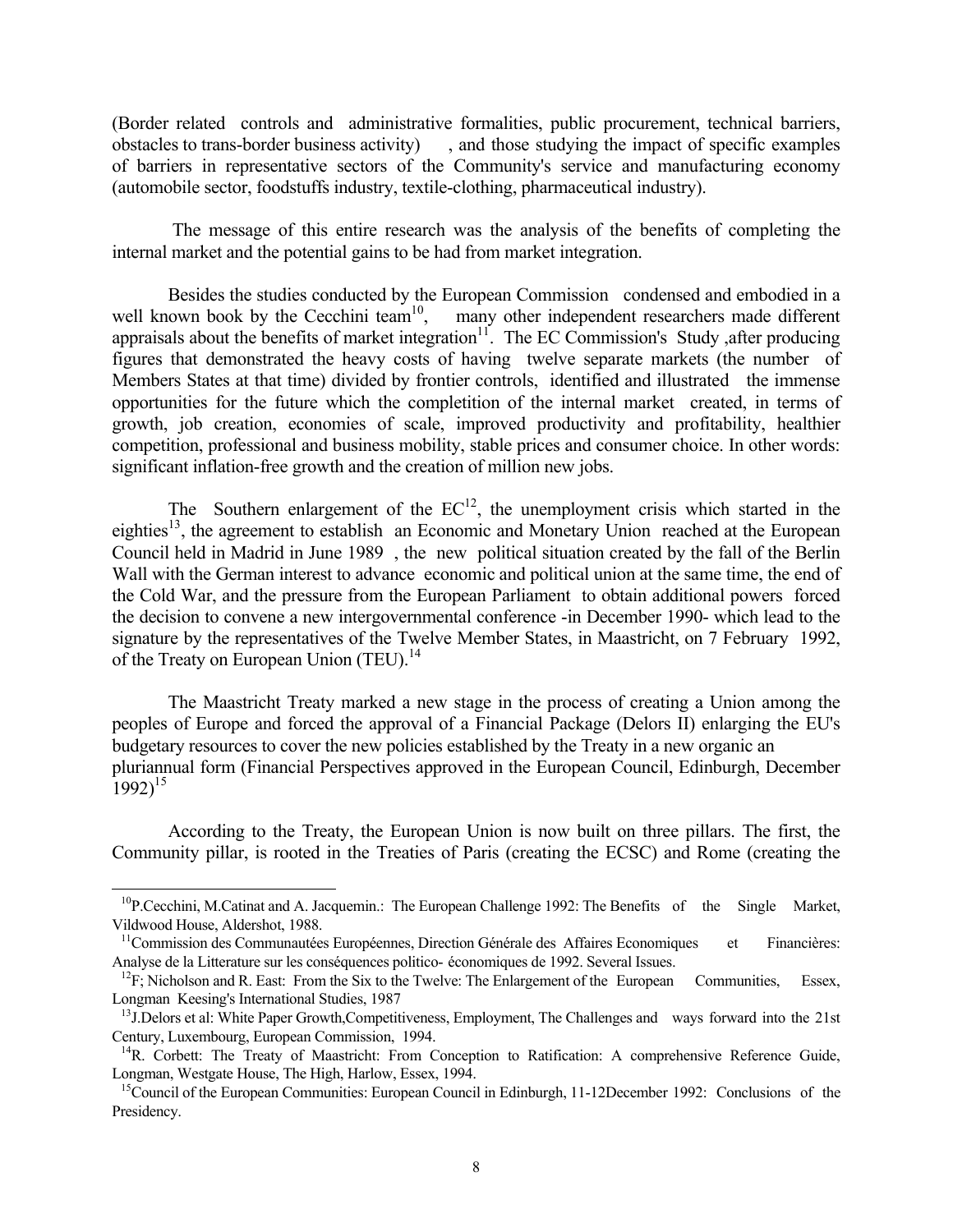(Border related controls and administrative formalities, public procurement, technical barriers, obstacles to trans-border business activity) , and those studying the impact of specific examples of barriers in representative sectors of the Community's service and manufacturing economy (automobile sector, foodstuffs industry, textile-clothing, pharmaceutical industry).

The message of this entire research was the analysis of the benefits of completing the internal market and the potential gains to be had from market integration.

Besides the studies conducted by the European Commission condensed and embodied in a well known book by the Cecchini team[10], many other independent researchers made different appraisals about the benefits of market integration[11]. The EC Commission's Study ,after producing figures that demonstrated the heavy costs of having twelve separate markets (the number of Members States at that time) divided by frontier controls, identified and illustrated the immense opportunities for the future which the completition of the internal market created, in terms of growth, job creation, economies of scale, improved productivity and profitability, healthier competition, professional and business mobility, stable prices and consumer choice. In other words: significant inflation-free growth and the creation of million new jobs.

The Southern enlargement of the EC[12], the unemployment crisis which started in the eighties[13], the agreement to establish an Economic and Monetary Union reached at the European Council held in Madrid in June 1989 , the new political situation created by the fall of the Berlin Wall with the German interest to advance economic and political union at the same time, the end of the Cold War, and the pressure from the European Parliament to obtain additional powers forced the decision to convene a new intergovernmental conference -in December 1990- which lead to the signature by the representatives of the Twelve Member States, in Maastricht, on 7 February 1992, of the Treaty on European Union (TEU).[14]

The Maastricht Treaty marked a new stage in the process of creating a Union among the peoples of Europe and forced the approval of a Financial Package (Delors II) enlarging the EU's budgetary resources to cover the new policies established by the Treaty in a new organic an pluriannual form (Financial Perspectives approved in the European Council, Edinburgh, December 1992)[15]

According to the Treaty, the European Union is now built on three pillars. The first, the Community pillar, is rooted in the Treaties of Paris (creating the ECSC) and Rome (creating the

---

[10] P.Cecchini, M.Catinat and A. Jacquemin.: The European Challenge 1992: The Benefits of the Single Market, Vildwood House, Aldershot, 1988.

[11] Commission des Communautées Européennes, Direction Générale des Affaires Economiques et Financières: Analyse de la Litterature sur les conséquences politico- économiques de 1992. Several Issues.

[12] F; Nicholson and R. East: From the Six to the Twelve: The Enlargement of the European Communities, Essex, Longman Keesing's International Studies, 1987

[13] J.Delors et al: White Paper Growth,Competitiveness, Employment, The Challenges and ways forward into the 21st Century, Luxembourg, European Commission, 1994.

[14] R. Corbett: The Treaty of Maastricht: From Conception to Ratification: A comprehensive Reference Guide, Longman, Westgate House, The High, Harlow, Essex, 1994.

[15] Council of the European Communities: European Council in Edinburgh, 11-12December 1992: Conclusions of the Presidency.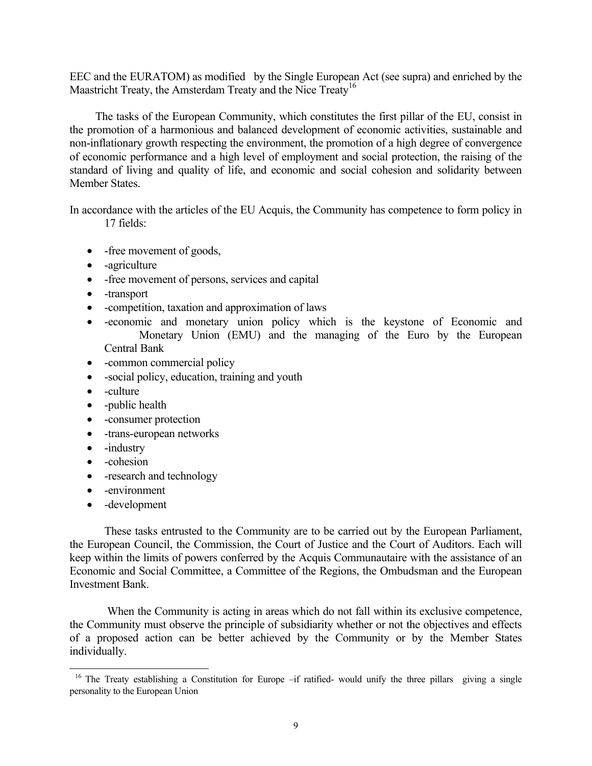EEC and the EURATOM) as modified by the Single European Act (see supra) and enriched by the Maastricht Treaty, the Amsterdam Treaty and the Nice Treaty[16]

The tasks of the European Community, which constitutes the first pillar of the EU, consist in the promotion of a harmonious and balanced development of economic activities, sustainable and non-inflationary growth respecting the environment, the promotion of a high degree of convergence of economic performance and a high level of employment and social protection, the raising of the standard of living and quality of life, and economic and social cohesion and solidarity between Member States.

In accordance with the articles of the EU Acquis, the Community has competence to form policy in 17 fields:

- -free movement of goods,
- -agriculture
- -free movement of persons, services and capital
- -transport
- -competition, taxation and approximation of laws
- -economic and monetary union policy which is the keystone of Economic and Monetary Union (EMU) and the managing of the Euro by the European Central Bank
- -common commercial policy
- -social policy, education, training and youth
- -culture
- -public health
- -consumer protection
- -trans-european networks
- -industry
- -cohesion
- -research and technology
- -environment
- -development

These tasks entrusted to the Community are to be carried out by the European Parliament, the European Council, the Commission, the Court of Justice and the Court of Auditors. Each will keep within the limits of powers conferred by the Acquis Communautaire with the assistance of an Economic and Social Committee, a Committee of the Regions, the Ombudsman and the European Investment Bank.

When the Community is acting in areas which do not fall within its exclusive competence, the Community must observe the principle of subsidiarity whether or not the objectives and effects of a proposed action can be better achieved by the Community or by the Member States individually.

---

[16] The Treaty establishing a Constitution for Europe –if ratified- would unify the three pillars giving a single personality to the European Union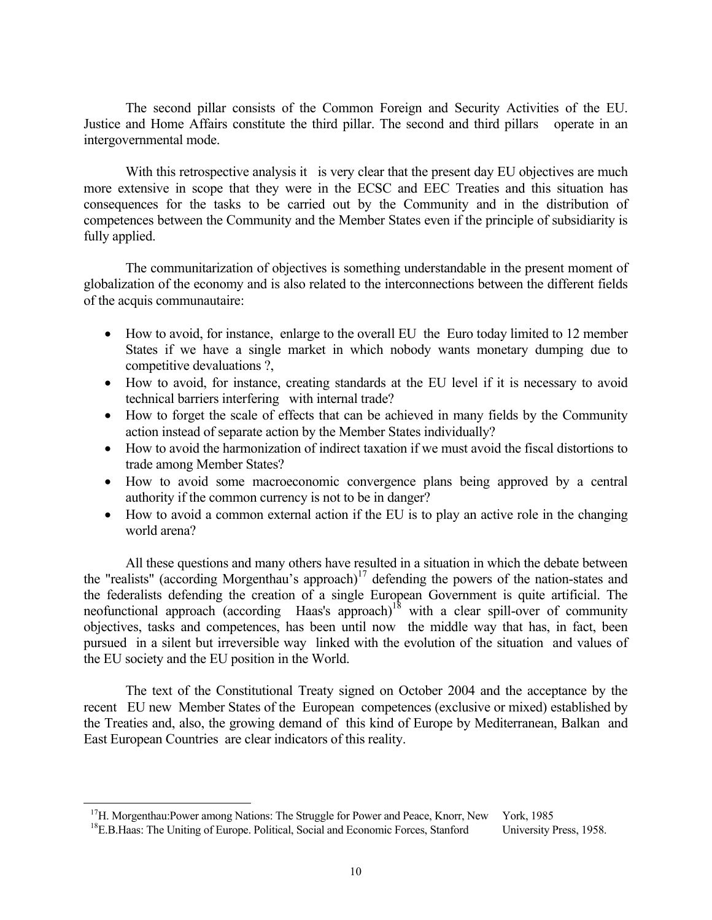The second pillar consists of the Common Foreign and Security Activities of the EU. Justice and Home Affairs constitute the third pillar. The second and third pillars operate in an intergovernmental mode.

With this retrospective analysis it is very clear that the present day EU objectives are much more extensive in scope that they were in the ECSC and EEC Treaties and this situation has consequences for the tasks to be carried out by the Community and in the distribution of competences between the Community and the Member States even if the principle of subsidiarity is fully applied.

The communitarization of objectives is something understandable in the present moment of globalization of the economy and is also related to the interconnections between the different fields of the acquis communautaire:

- How to avoid, for instance, enlarge to the overall EU the Euro today limited to 12 member States if we have a single market in which nobody wants monetary dumping due to competitive devaluations ?,
- How to avoid, for instance, creating standards at the EU level if it is necessary to avoid technical barriers interfering with internal trade?
- How to forget the scale of effects that can be achieved in many fields by the Community action instead of separate action by the Member States individually?
- How to avoid the harmonization of indirect taxation if we must avoid the fiscal distortions to trade among Member States?
- How to avoid some macroeconomic convergence plans being approved by a central authority if the common currency is not to be in danger?
- How to avoid a common external action if the EU is to play an active role in the changing world arena?

All these questions and many others have resulted in a situation in which the debate between the "realists" (according Morgenthau's approach)[17] defending the powers of the nation-states and the federalists defending the creation of a single European Government is quite artificial. The neofunctional approach (according Haas's approach)[18] with a clear spill-over of community objectives, tasks and competences, has been until now the middle way that has, in fact, been pursued in a silent but irreversible way linked with the evolution of the situation and values of the EU society and the EU position in the World.

The text of the Constitutional Treaty signed on October 2004 and the acceptance by the recent EU new Member States of the European competences (exclusive or mixed) established by the Treaties and, also, the growing demand of this kind of Europe by Mediterranean, Balkan and East European Countries are clear indicators of this reality.

---

[17] H. Morgenthau:Power among Nations: The Struggle for Power and Peace, Knorr, New York, 1985

[18] E.B.Haas: The Uniting of Europe. Political, Social and Economic Forces, Stanford University Press, 1958.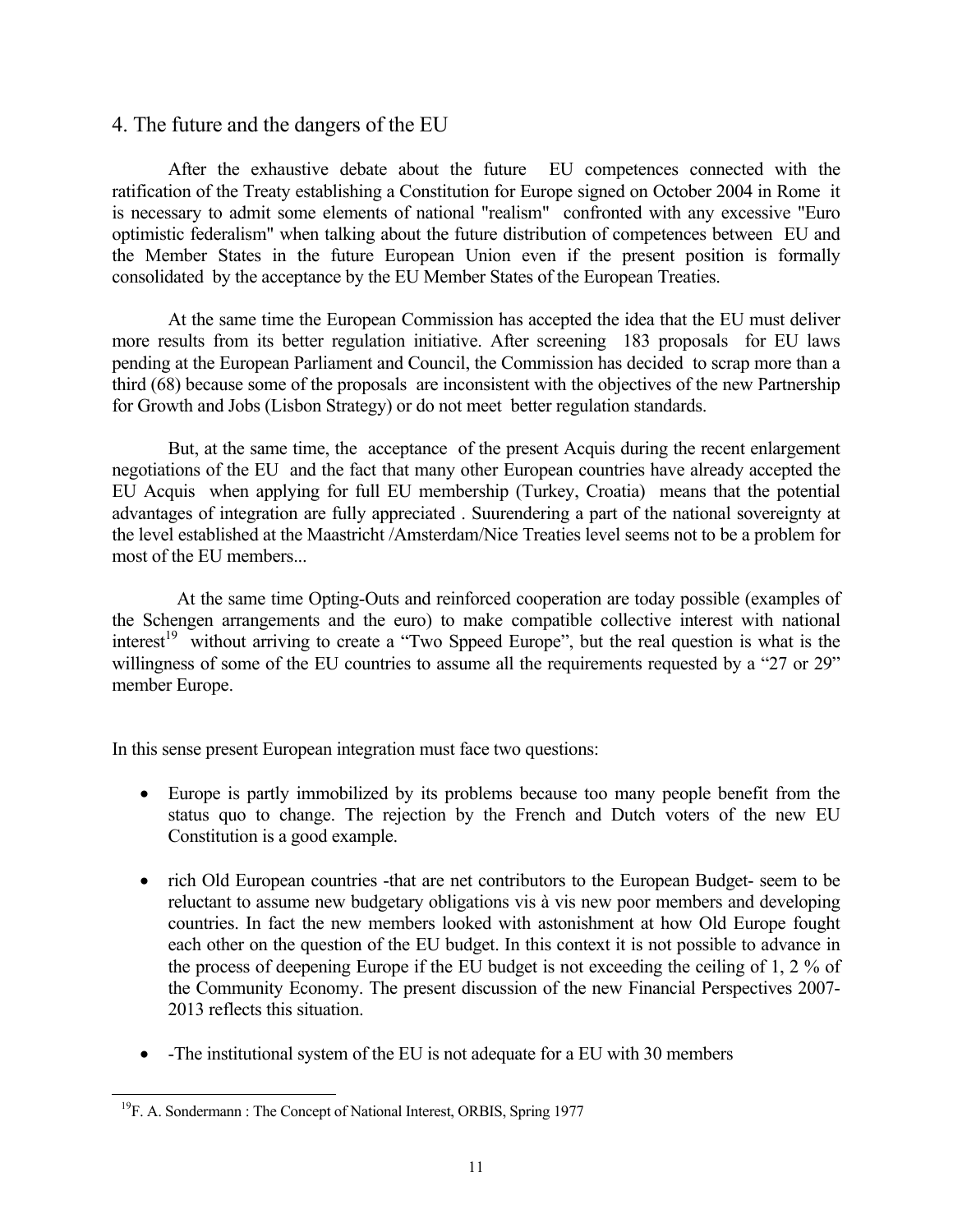## 4. The future and the dangers of the EU

After the exhaustive debate about the future EU competences connected with the ratification of the Treaty establishing a Constitution for Europe signed on October 2004 in Rome it is necessary to admit some elements of national "realism" confronted with any excessive "Euro optimistic federalism" when talking about the future distribution of competences between EU and the Member States in the future European Union even if the present position is formally consolidated by the acceptance by the EU Member States of the European Treaties.

At the same time the European Commission has accepted the idea that the EU must deliver more results from its better regulation initiative. After screening 183 proposals for EU laws pending at the European Parliament and Council, the Commission has decided to scrap more than a third (68) because some of the proposals are inconsistent with the objectives of the new Partnership for Growth and Jobs (Lisbon Strategy) or do not meet better regulation standards.

But, at the same time, the acceptance of the present Acquis during the recent enlargement negotiations of the EU and the fact that many other European countries have already accepted the EU Acquis when applying for full EU membership (Turkey, Croatia) means that the potential advantages of integration are fully appreciated . Suurendering a part of the national sovereignty at the level established at the Maastricht /Amsterdam/Nice Treaties level seems not to be a problem for most of the EU members...

At the same time Opting-Outs and reinforced cooperation are today possible (examples of the Schengen arrangements and the euro) to make compatible collective interest with national interest[19] without arriving to create a "Two Sppeed Europe", but the real question is what is the willingness of some of the EU countries to assume all the requirements requested by a "27 or 29" member Europe.

In this sense present European integration must face two questions:

- Europe is partly immobilized by its problems because too many people benefit from the status quo to change. The rejection by the French and Dutch voters of the new EU Constitution is a good example.
- rich Old European countries -that are net contributors to the European Budget- seem to be reluctant to assume new budgetary obligations vis à vis new poor members and developing countries. In fact the new members looked with astonishment at how Old Europe fought each other on the question of the EU budget. In this context it is not possible to advance in the process of deepening Europe if the EU budget is not exceeding the ceiling of 1, 2 % of the Community Economy. The present discussion of the new Financial Perspectives 2007-2013 reflects this situation.
- -The institutional system of the EU is not adequate for a EU with 30 members

---

[19] F. A. Sondermann : The Concept of National Interest, ORBIS, Spring 1977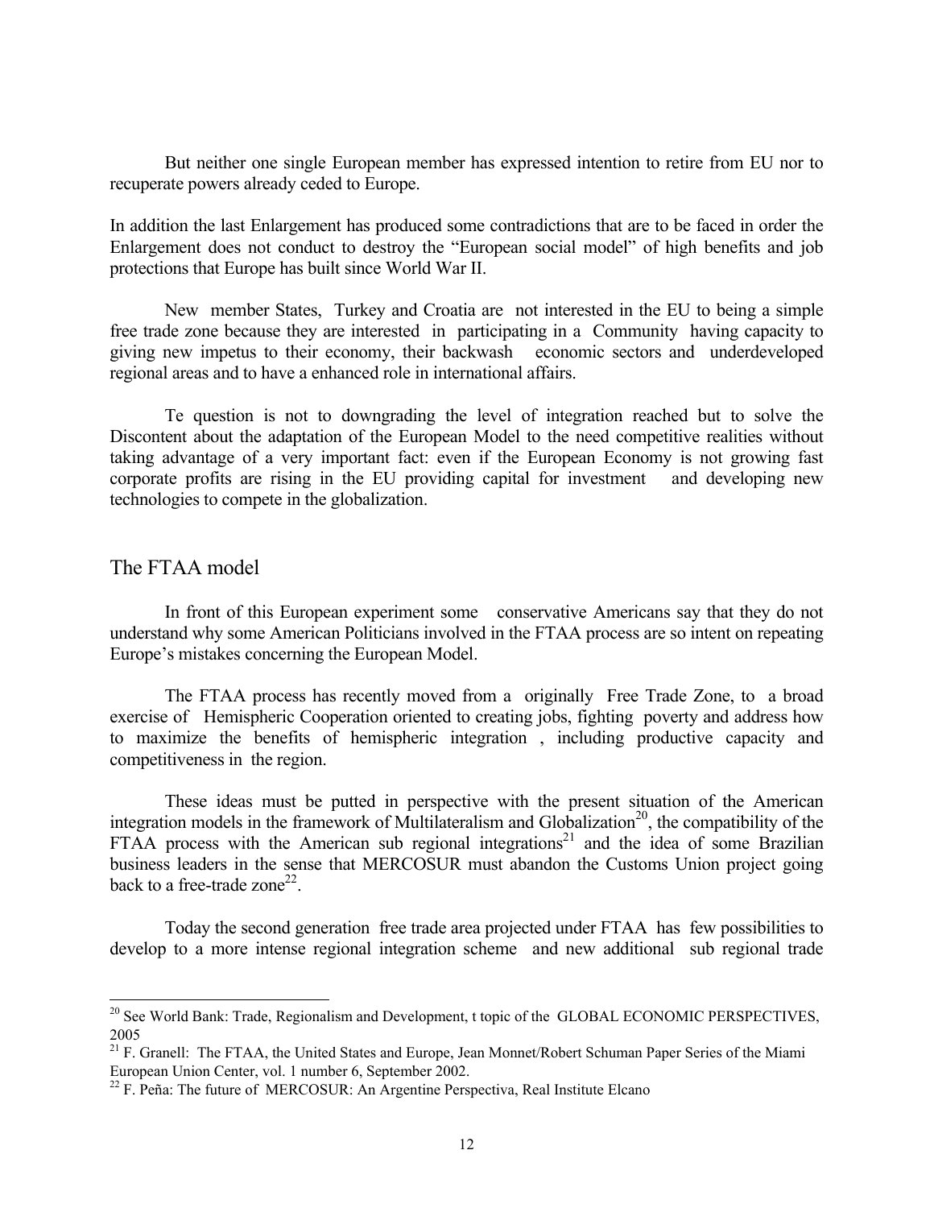But neither one single European member has expressed intention to retire from EU nor to recuperate powers already ceded to Europe.

In addition the last Enlargement has produced some contradictions that are to be faced in order the Enlargement does not conduct to destroy the "European social model" of high benefits and job protections that Europe has built since World War II.

New member States, Turkey and Croatia are not interested in the EU to being a simple free trade zone because they are interested in participating in a Community having capacity to giving new impetus to their economy, their backwash economic sectors and underdeveloped regional areas and to have a enhanced role in international affairs.

Te question is not to downgrading the level of integration reached but to solve the Discontent about the adaptation of the European Model to the need competitive realities without taking advantage of a very important fact: even if the European Economy is not growing fast corporate profits are rising in the EU providing capital for investment and developing new technologies to compete in the globalization.

## The FTAA model

In front of this European experiment some conservative Americans say that they do not understand why some American Politicians involved in the FTAA process are so intent on repeating Europe's mistakes concerning the European Model.

The FTAA process has recently moved from a originally Free Trade Zone, to a broad exercise of Hemispheric Cooperation oriented to creating jobs, fighting poverty and address how to maximize the benefits of hemispheric integration , including productive capacity and competitiveness in the region.

These ideas must be putted in perspective with the present situation of the American integration models in the framework of Multilateralism and Globalization[20], the compatibility of the FTAA process with the American sub regional integrations[21] and the idea of some Brazilian business leaders in the sense that MERCOSUR must abandon the Customs Union project going back to a free-trade zone[22].

Today the second generation free trade area projected under FTAA has few possibilities to develop to a more intense regional integration scheme and new additional sub regional trade

---

[20] See World Bank: Trade, Regionalism and Development, t topic of the GLOBAL ECONOMIC PERSPECTIVES, 2005

[21] F. Granell: The FTAA, the United States and Europe, Jean Monnet/Robert Schuman Paper Series of the Miami European Union Center, vol. 1 number 6, September 2002.

[22] F. Peña: The future of MERCOSUR: An Argentine Perspectiva, Real Institute Elcano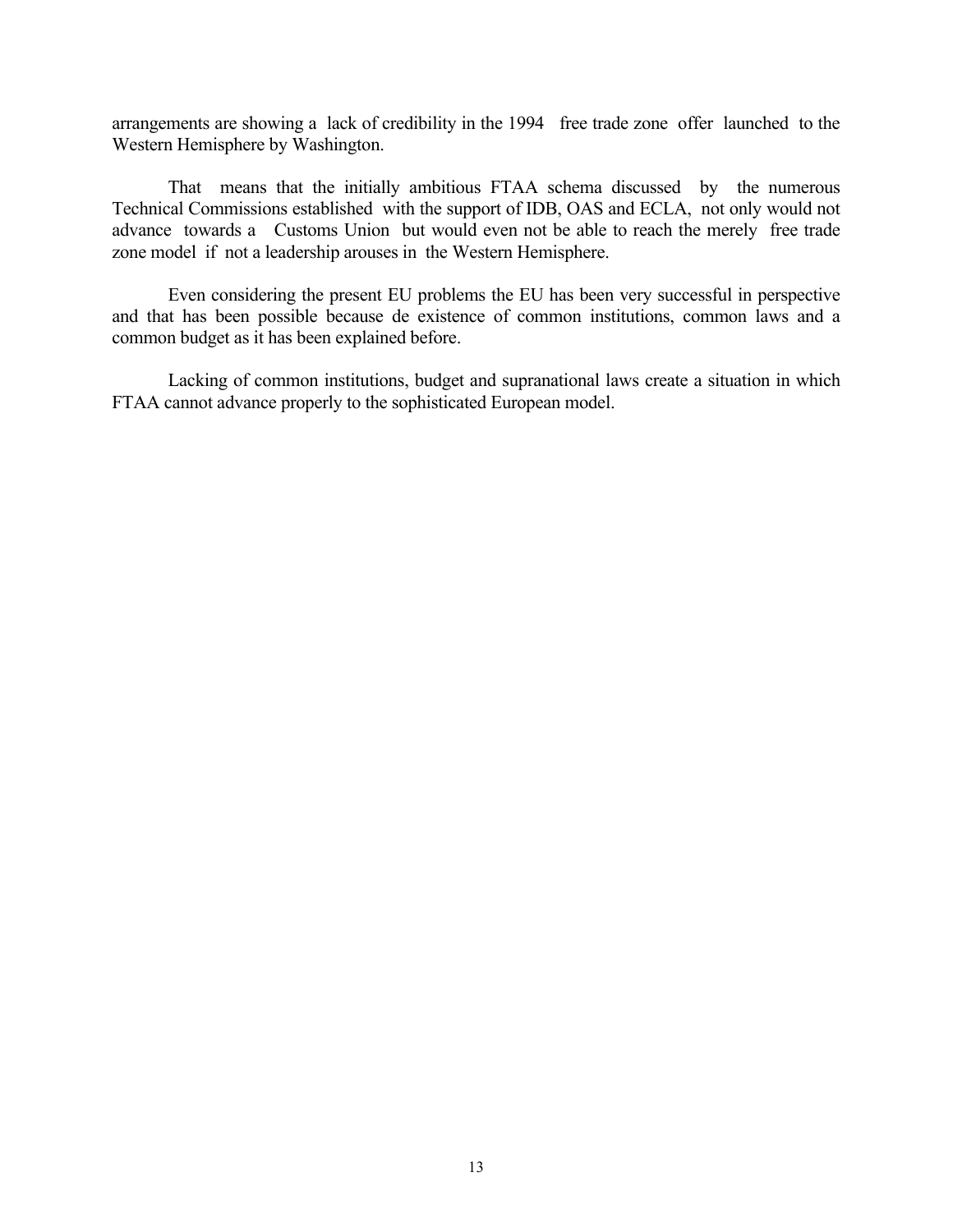arrangements are showing a lack of credibility in the 1994 free trade zone offer launched to the Western Hemisphere by Washington.

That means that the initially ambitious FTAA schema discussed by the numerous Technical Commissions established with the support of IDB, OAS and ECLA, not only would not advance towards a Customs Union but would even not be able to reach the merely free trade zone model if not a leadership arouses in the Western Hemisphere.

Even considering the present EU problems the EU has been very successful in perspective and that has been possible because de existence of common institutions, common laws and a common budget as it has been explained before.

Lacking of common institutions, budget and supranational laws create a situation in which FTAA cannot advance properly to the sophisticated European model.